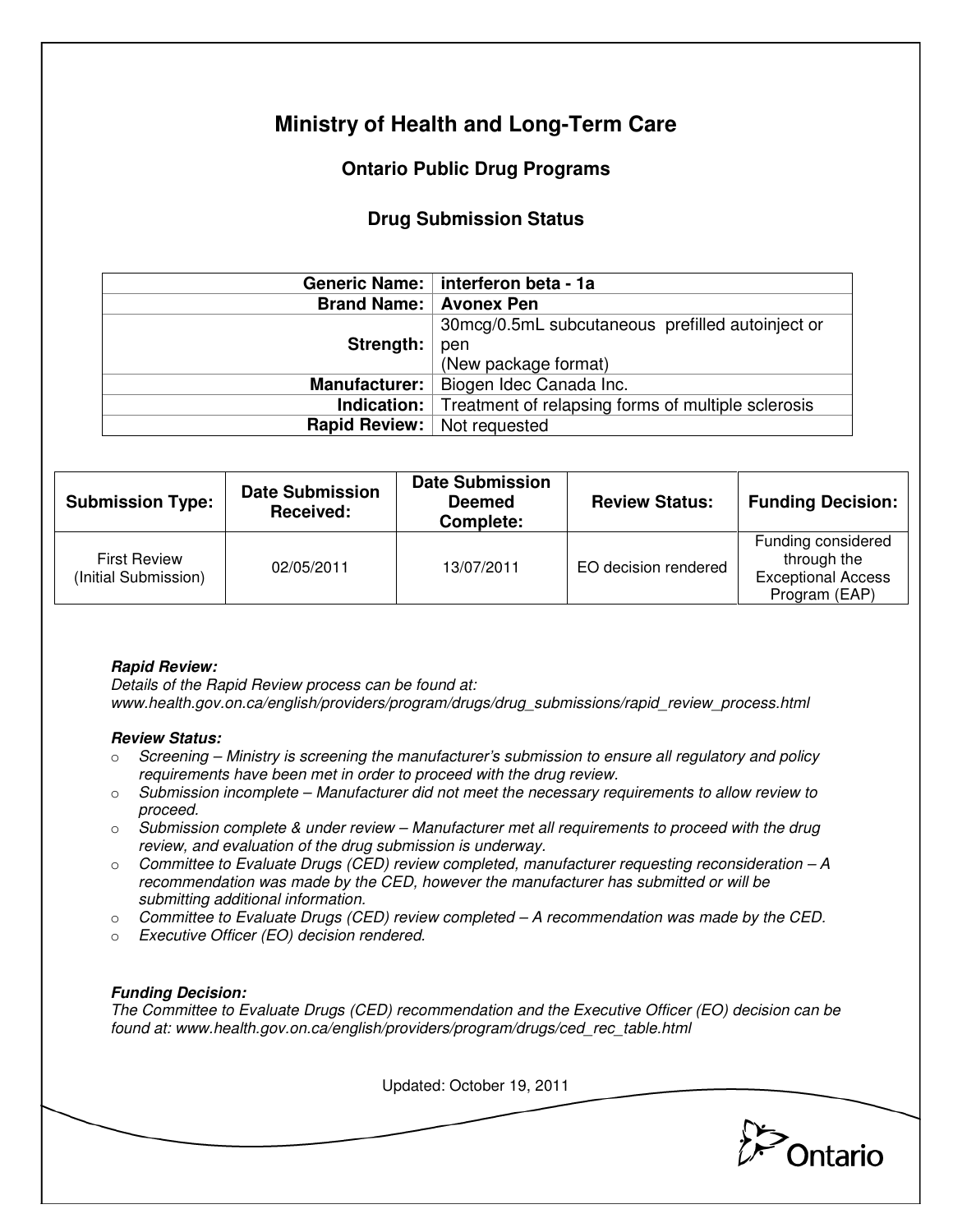# Ministry of Health and Long-Term Care

## Ontario Public Drug Programs

### Drug Submission Status

| | |
|---|---|
| **Generic Name:** | **interferon beta - 1a** |
| **Brand Name:** | **Avonex Pen** |
| **Strength:** | 30mcg/0.5mL subcutaneous prefilled autoinject or pen (New package format) |
| **Manufacturer:** | Biogen Idec Canada Inc. |
| **Indication:** | Treatment of relapsing forms of multiple sclerosis |
| **Rapid Review:** | Not requested |

| Submission Type: | Date Submission Received: | Date Submission Deemed Complete: | Review Status: | Funding Decision: |
|---|---|---|---|---|
| First Review (Initial Submission) | 02/05/2011 | 13/07/2011 | EO decision rendered | Funding considered through the Exceptional Access Program (EAP) |

***Rapid Review:***
*Details of the Rapid Review process can be found at: www.health.gov.on.ca/english/providers/program/drugs/drug_submissions/rapid_review_process.html*

***Review Status:***

- *Screening – Ministry is screening the manufacturer's submission to ensure all regulatory and policy requirements have been met in order to proceed with the drug review.*
- *Submission incomplete – Manufacturer did not meet the necessary requirements to allow review to proceed.*
- *Submission complete & under review – Manufacturer met all requirements to proceed with the drug review, and evaluation of the drug submission is underway.*
- *Committee to Evaluate Drugs (CED) review completed, manufacturer requesting reconsideration – A recommendation was made by the CED, however the manufacturer has submitted or will be submitting additional information.*
- *Committee to Evaluate Drugs (CED) review completed – A recommendation was made by the CED.*
- *Executive Officer (EO) decision rendered.*

***Funding Decision:***
*The Committee to Evaluate Drugs (CED) recommendation and the Executive Officer (EO) decision can be found at: www.health.gov.on.ca/english/providers/program/drugs/ced_rec_table.html*

Updated: October 19, 2011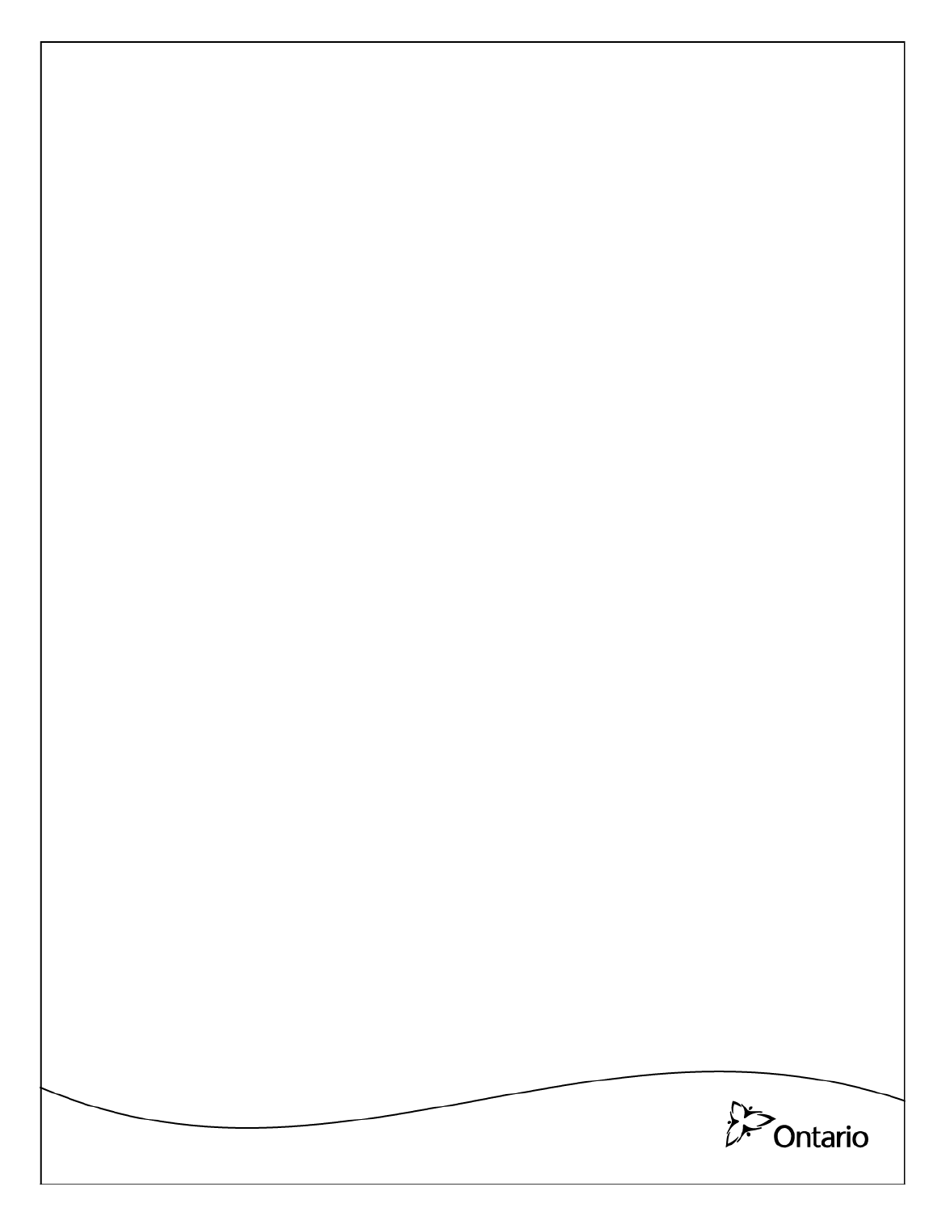Ontario